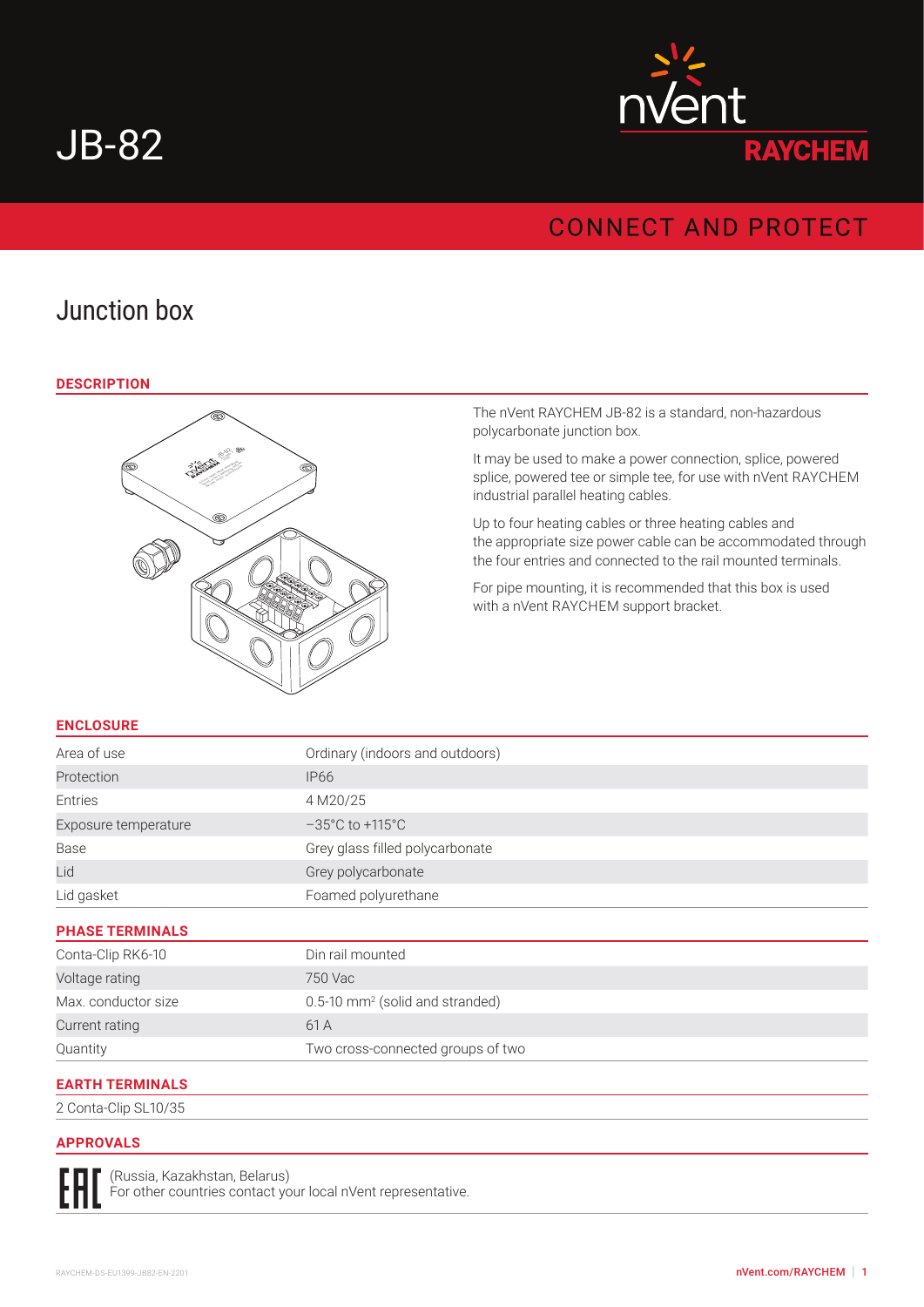# JB-82

CONNECT AND PROTECT

## Junction box

### DESCRIPTION

The nVent RAYCHEM JB-82 is a standard, non-hazardous polycarbonate junction box.

It may be used to make a power connection, splice, powered splice, powered tee or simple tee, for use with nVent RAYCHEM industrial parallel heating cables.

Up to four heating cables or three heating cables and the appropriate size power cable can be accommodated through the four entries and connected to the rail mounted terminals.

For pipe mounting, it is recommended that this box is used with a nVent RAYCHEM support bracket.

### ENCLOSURE

| | |
|---|---|
| Area of use | Ordinary (indoors and outdoors) |
| Protection | IP66 |
| Entries | 4 M20/25 |
| Exposure temperature | –35°C to +115°C |
| Base | Grey glass filled polycarbonate |
| Lid | Grey polycarbonate |
| Lid gasket | Foamed polyurethane |

### PHASE TERMINALS

| | |
|---|---|
| Conta-Clip RK6-10 | Din rail mounted |
| Voltage rating | 750 Vac |
| Max. conductor size | 0.5-10 $mm^2$ (solid and stranded) |
| Current rating | 61 A |
| Quantity | Two cross-connected groups of two |

### EARTH TERMINALS

2 Conta-Clip SL10/35

### APPROVALS

EAC (Russia, Kazakhstan, Belarus)
For other countries contact your local nVent representative.

RAYCHEM-DS-EU1399-JB82-EN-2201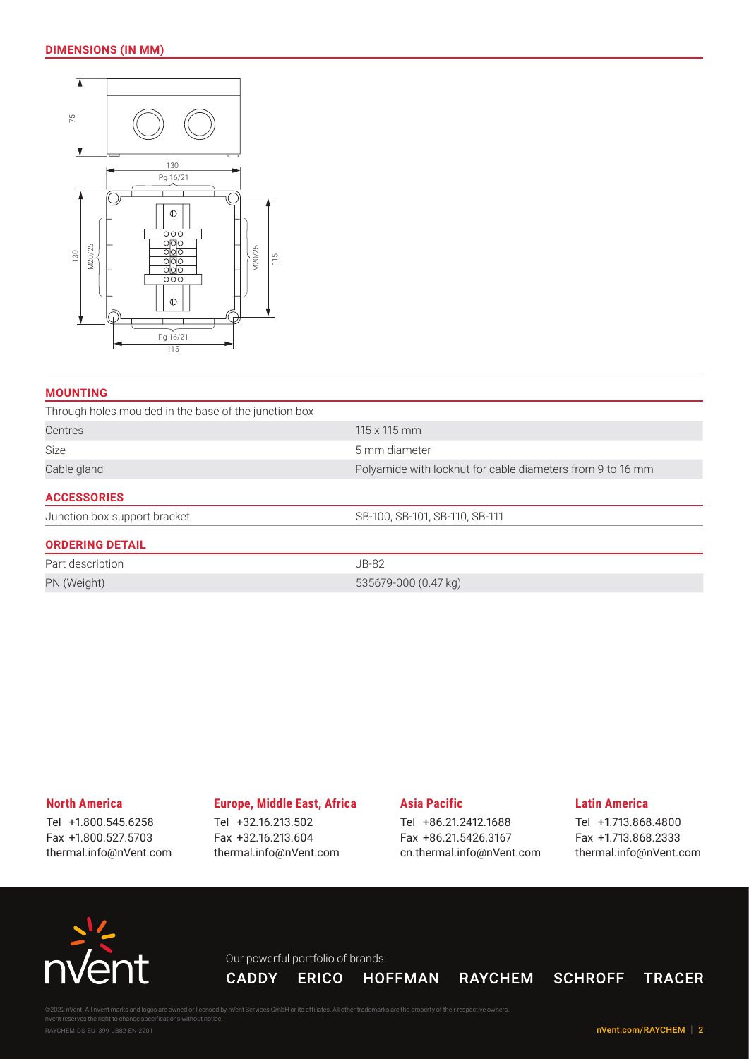## DIMENSIONS (IN MM)

75

130

Pg 16/21

130

M20/25

M20/25

115

Pg 16/21

115

## MOUNTING

| | |
|---|---|
| Through holes moulded in the base of the junction box | |
| Centres | 115 x 115 mm |
| Size | 5 mm diameter |
| Cable gland | Polyamide with locknut for cable diameters from 9 to 16 mm |

## ACCESSORIES

| | |
|---|---|
| Junction box support bracket | SB-100, SB-101, SB-110, SB-111 |

## ORDERING DETAIL

| | |
|---|---|
| Part description | JB-82 |
| PN (Weight) | 535679-000 (0.47 kg) |

**North America**
Tel +1.800.545.6258
Fax +1.800.527.5703
thermal.info@nVent.com

**Europe, Middle East, Africa**
Tel +32.16.213.502
Fax +32.16.213.604
thermal.info@nVent.com

**Asia Pacific**
Tel +86.21.2412.1688
Fax +86.21.5426.3167
cn.thermal.info@nVent.com

**Latin America**
Tel +1.713.868.4800
Fax +1.713.868.2333
thermal.info@nVent.com

nVent

Our powerful portfolio of brands:
CADDY ERICO HOFFMAN RAYCHEM SCHROFF TRACER

©2022 nVent. All nVent marks and logos are owned or licensed by nVent Services GmbH or its affiliates. All other trademarks are the property of their respective owners.
nVent reserves the right to change specifications without notice.
RAYCHEM-DS-EU1399-JB82-EN-2201

nVent.com/RAYCHEM